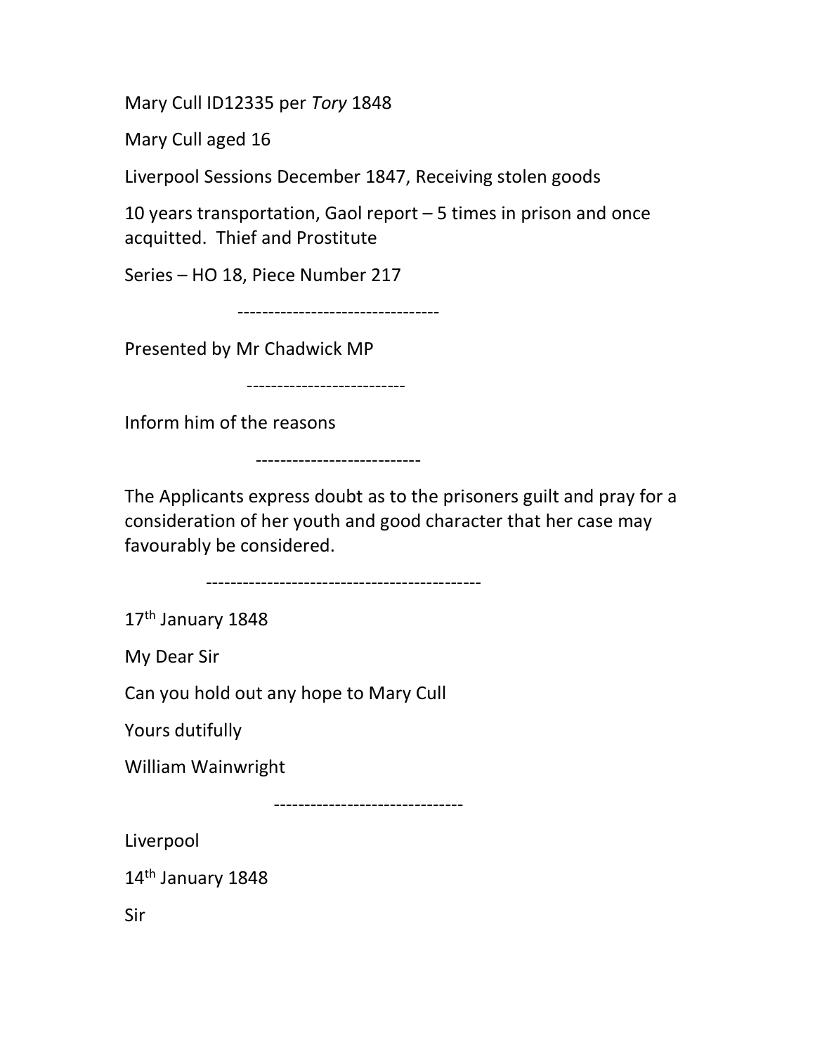Mary Cull ID12335 per *Tory* 1848

Mary Cull aged 16

Liverpool Sessions December 1847, Receiving stolen goods

10 years transportation, Gaol report – 5 times in prison and once acquitted. Thief and Prostitute

Series – HO 18, Piece Number 217

---

Presented by Mr Chadwick MP

---

Inform him of the reasons

---

The Applicants express doubt as to the prisoners guilt and pray for a consideration of her youth and good character that her case may favourably be considered.

---

17th January 1848

My Dear Sir

Can you hold out any hope to Mary Cull

Yours dutifully

William Wainwright

---

Liverpool

14th January 1848

Sir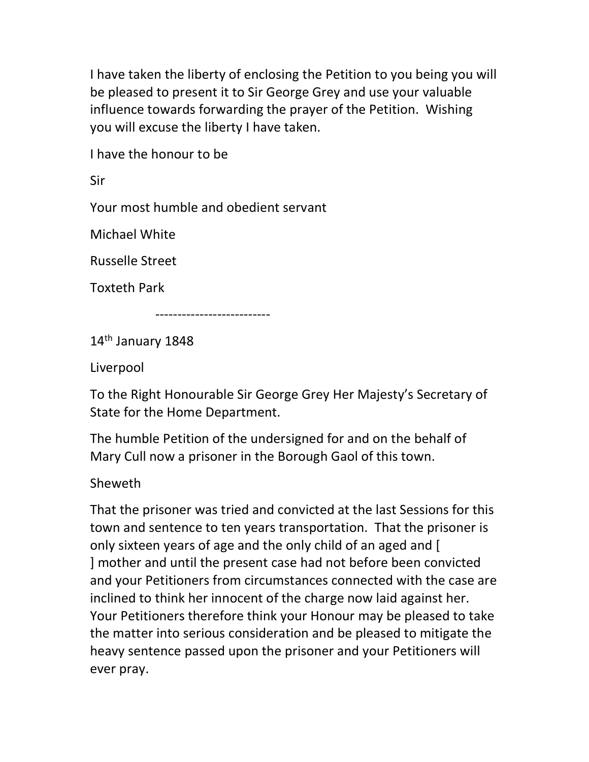I have taken the liberty of enclosing the Petition to you being you will be pleased to present it to Sir George Grey and use your valuable influence towards forwarding the prayer of the Petition. Wishing you will excuse the liberty I have taken.

I have the honour to be

Sir

Your most humble and obedient servant

Michael White

Russelle Street

Toxteth Park

--------------------------

14th January 1848

Liverpool

To the Right Honourable Sir George Grey Her Majesty's Secretary of State for the Home Department.

The humble Petition of the undersigned for and on the behalf of Mary Cull now a prisoner in the Borough Gaol of this town.

Sheweth

That the prisoner was tried and convicted at the last Sessions for this town and sentence to ten years transportation. That the prisoner is only sixteen years of age and the only child of an aged and [ ] mother and until the present case had not before been convicted and your Petitioners from circumstances connected with the case are inclined to think her innocent of the charge now laid against her. Your Petitioners therefore think your Honour may be pleased to take the matter into serious consideration and be pleased to mitigate the heavy sentence passed upon the prisoner and your Petitioners will ever pray.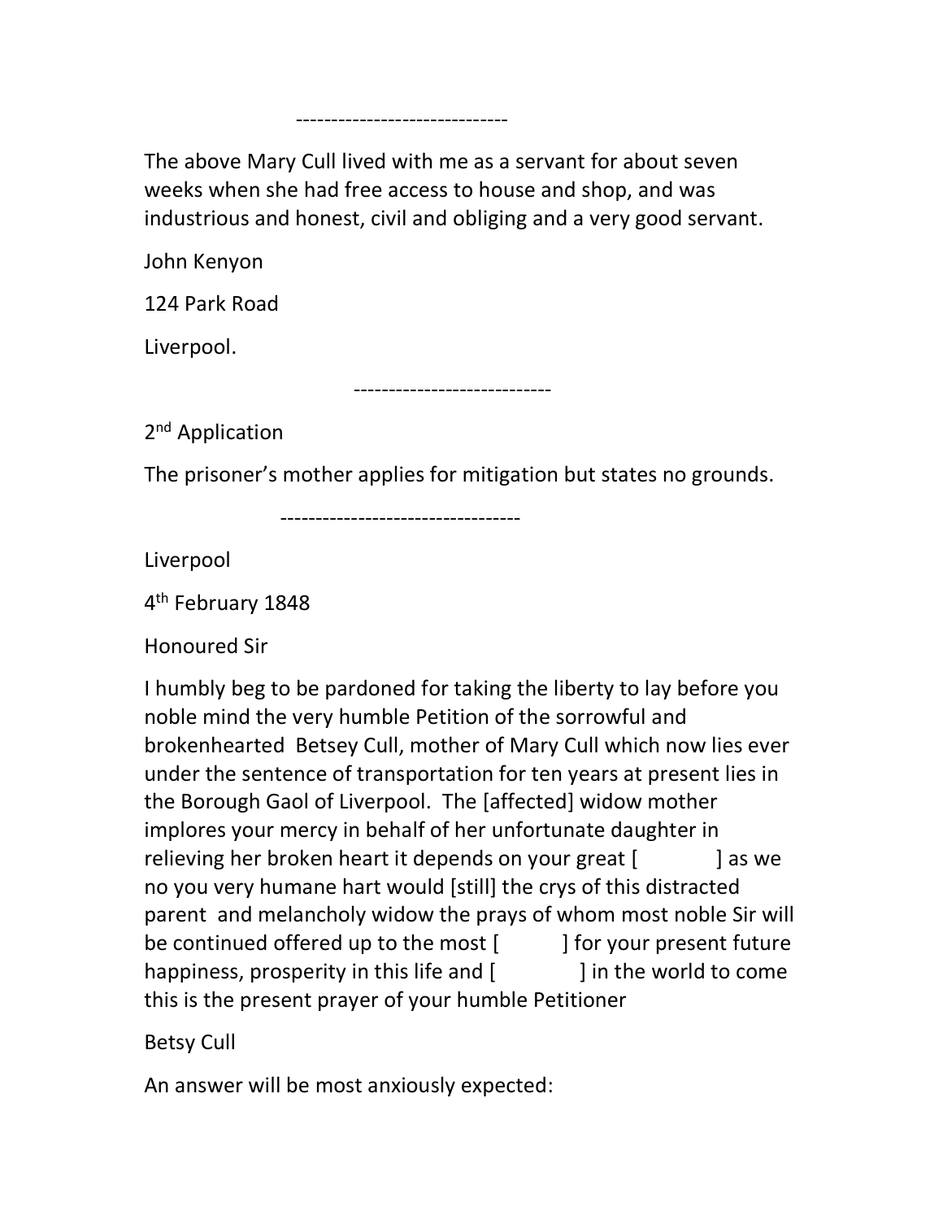------------------------------

The above Mary Cull lived with me as a servant for about seven weeks when she had free access to house and shop, and was industrious and honest, civil and obliging and a very good servant.

John Kenyon

124 Park Road

Liverpool.

----------------------------

2nd Application

The prisoner's mother applies for mitigation but states no grounds.

----------------------------------

Liverpool

4th February 1848

Honoured Sir

I humbly beg to be pardoned for taking the liberty to lay before you noble mind the very humble Petition of the sorrowful and brokenhearted Betsey Cull, mother of Mary Cull which now lies ever under the sentence of transportation for ten years at present lies in the Borough Gaol of Liverpool. The [affected] widow mother implores your mercy in behalf of her unfortunate daughter in relieving her broken heart it depends on your great [ ] as we no you very humane hart would [still] the crys of this distracted parent and melancholy widow the prays of whom most noble Sir will be continued offered up to the most [ ] for your present future happiness, prosperity in this life and [ ] in the world to come this is the present prayer of your humble Petitioner

Betsy Cull

An answer will be most anxiously expected: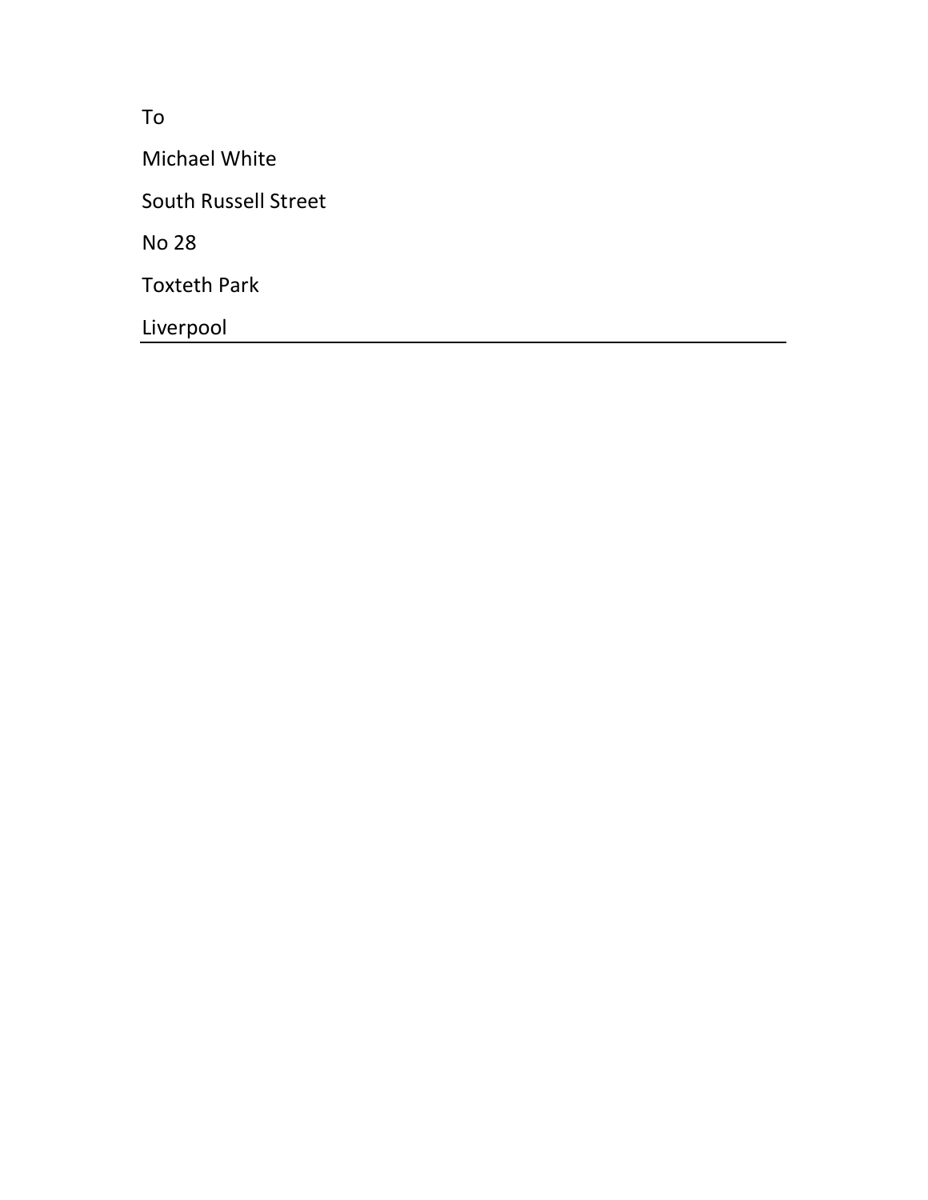To

Michael White

South Russell Street

No 28

Toxteth Park

Liverpool

---